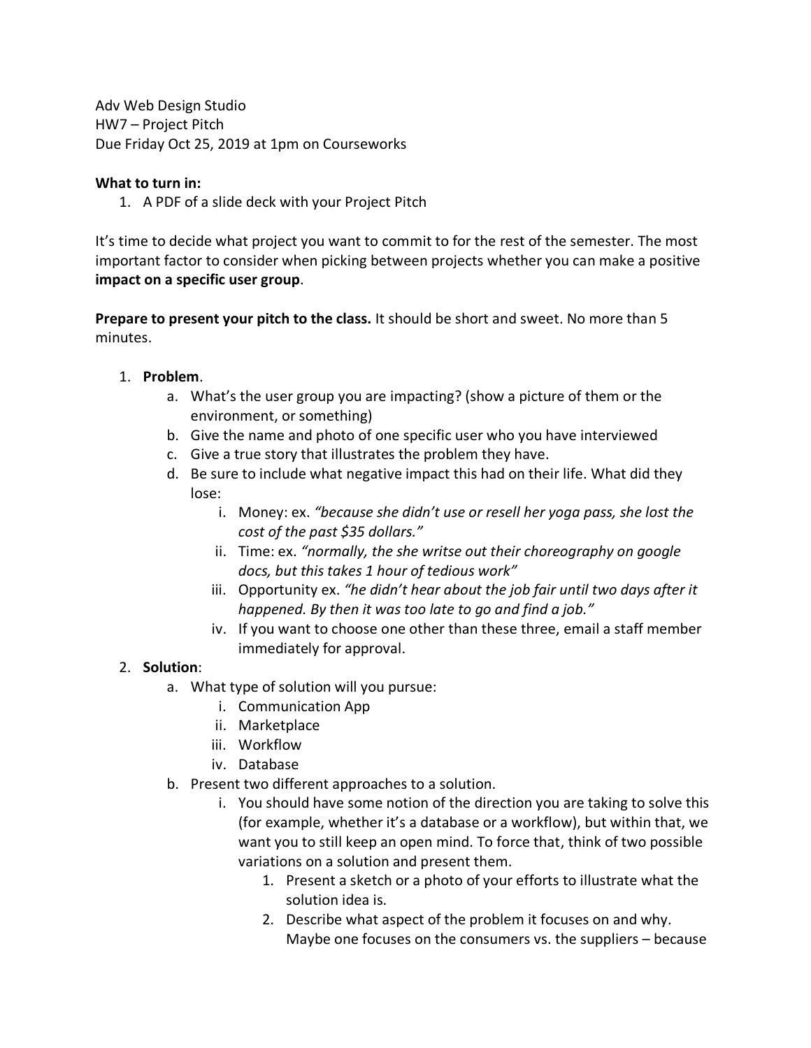Adv Web Design Studio
HW7 – Project Pitch
Due Friday Oct 25, 2019 at 1pm on Courseworks

**What to turn in:**

1. A PDF of a slide deck with your Project Pitch

It's time to decide what project you want to commit to for the rest of the semester. The most important factor to consider when picking between projects whether you can make a positive **impact on a specific user group**.

**Prepare to present your pitch to the class.** It should be short and sweet. No more than 5 minutes.

1. **Problem**.
   a. What's the user group you are impacting? (show a picture of them or the environment, or something)
   b. Give the name and photo of one specific user who you have interviewed
   c. Give a true story that illustrates the problem they have.
   d. Be sure to include what negative impact this had on their life. What did they lose:
      i. Money: ex. *"because she didn't use or resell her yoga pass, she lost the cost of the past $35 dollars."*
      ii. Time: ex. *"normally, the she writse out their choreography on google docs, but this takes 1 hour of tedious work"*
      iii. Opportunity ex. *"he didn't hear about the job fair until two days after it happened. By then it was too late to go and find a job."*
      iv. If you want to choose one other than these three, email a staff member immediately for approval.
2. **Solution**:
   a. What type of solution will you pursue:
      i. Communication App
      ii. Marketplace
      iii. Workflow
      iv. Database
   b. Present two different approaches to a solution.
      i. You should have some notion of the direction you are taking to solve this (for example, whether it's a database or a workflow), but within that, we want you to still keep an open mind. To force that, think of two possible variations on a solution and present them.
         1. Present a sketch or a photo of your efforts to illustrate what the solution idea is.
         2. Describe what aspect of the problem it focuses on and why. Maybe one focuses on the consumers vs. the suppliers – because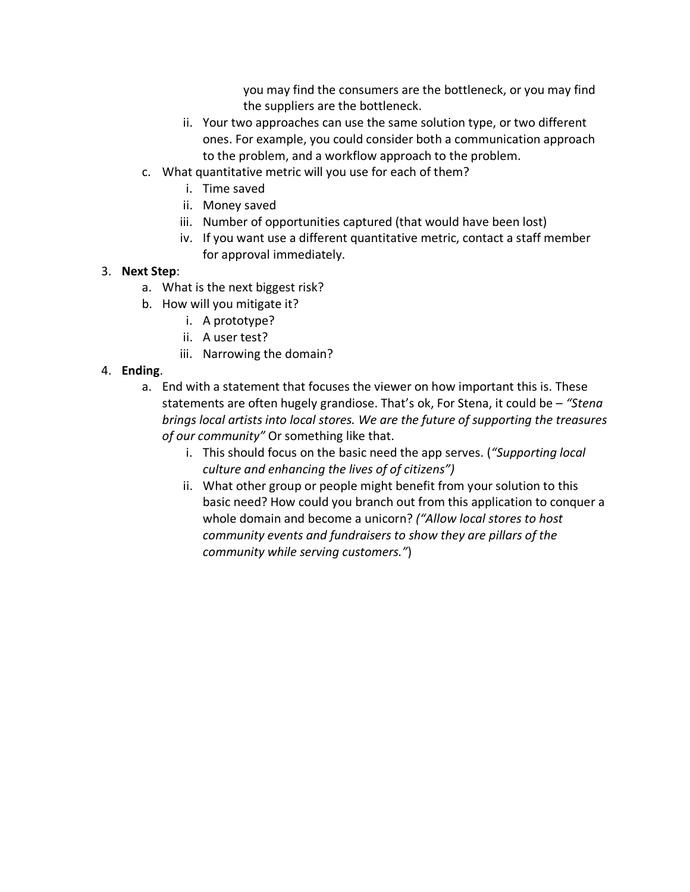you may find the consumers are the bottleneck, or you may find the suppliers are the bottleneck.

   ii. Your two approaches can use the same solution type, or two different ones. For example, you could consider both a communication approach to the problem, and a workflow approach to the problem.

c. What quantitative metric will you use for each of them?
   i. Time saved
   ii. Money saved
   iii. Number of opportunities captured (that would have been lost)
   iv. If you want use a different quantitative metric, contact a staff member for approval immediately.

3. **Next Step**:
   a. What is the next biggest risk?
   b. How will you mitigate it?
      i. A prototype?
      ii. A user test?
      iii. Narrowing the domain?

4. **Ending**.
   a. End with a statement that focuses the viewer on how important this is. These statements are often hugely grandiose. That's ok, For Stena, it could be – *"Stena brings local artists into local stores. We are the future of supporting the treasures of our community"* Or something like that.
      i. This should focus on the basic need the app serves. (*"Supporting local culture and enhancing the lives of of citizens")*
      ii. What other group or people might benefit from your solution to this basic need? How could you branch out from this application to conquer a whole domain and become a unicorn? *("Allow local stores to host community events and fundraisers to show they are pillars of the community while serving customers."*)